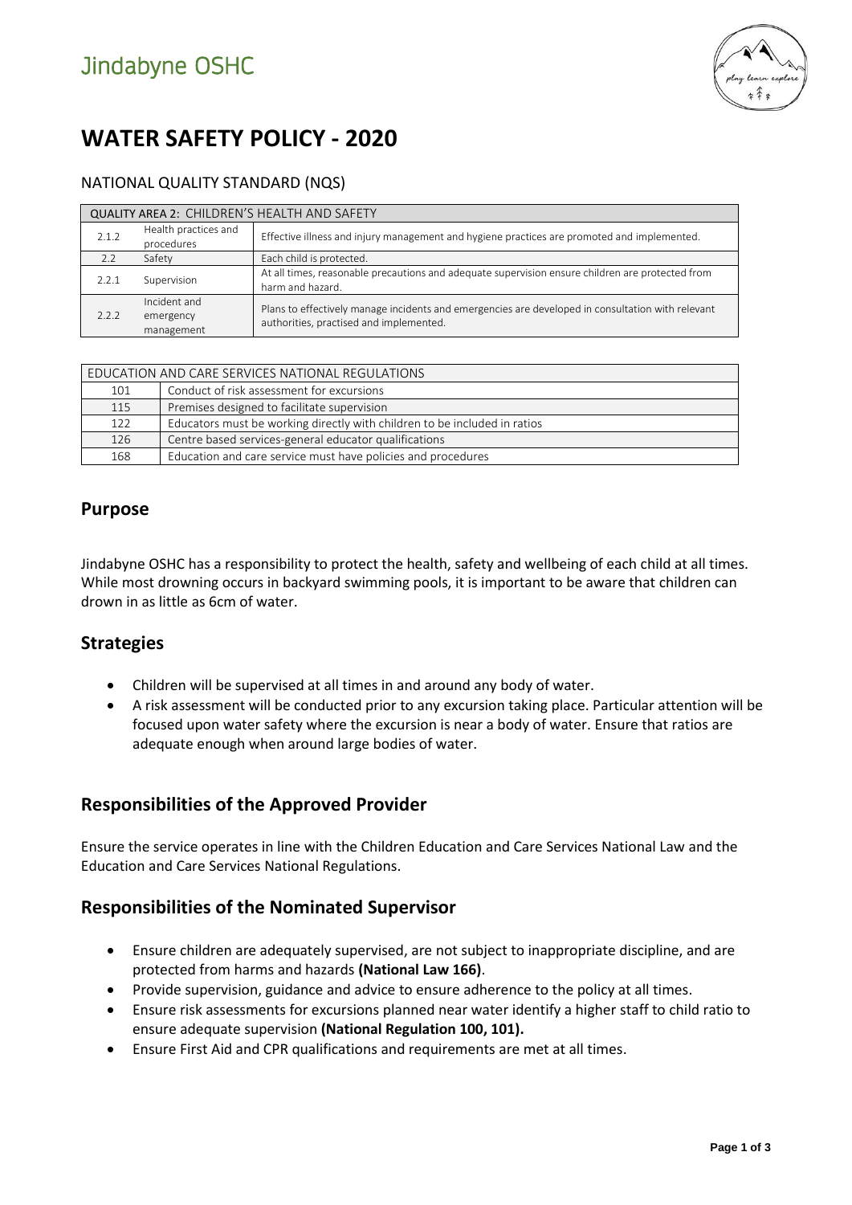# Jindabyne OSHC

# WATER SAFETY POLICY - 2020

## NATIONAL QUALITY STANDARD (NQS)

| QUALITY AREA 2: CHILDREN'S HEALTH AND SAFETY | | |
|---|---|---|
| 2.1.2 | Health practices and procedures | Effective illness and injury management and hygiene practices are promoted and implemented. |
| 2.2 | Safety | Each child is protected. |
| 2.2.1 | Supervision | At all times, reasonable precautions and adequate supervision ensure children are protected from harm and hazard. |
| 2.2.2 | Incident and emergency management | Plans to effectively manage incidents and emergencies are developed in consultation with relevant authorities, practised and implemented. |

| EDUCATION AND CARE SERVICES NATIONAL REGULATIONS | |
|---|---|
| 101 | Conduct of risk assessment for excursions |
| 115 | Premises designed to facilitate supervision |
| 122 | Educators must be working directly with children to be included in ratios |
| 126 | Centre based services-general educator qualifications |
| 168 | Education and care service must have policies and procedures |

## Purpose

Jindabyne OSHC has a responsibility to protect the health, safety and wellbeing of each child at all times. While most drowning occurs in backyard swimming pools, it is important to be aware that children can drown in as little as 6cm of water.

## Strategies

- Children will be supervised at all times in and around any body of water.
- A risk assessment will be conducted prior to any excursion taking place. Particular attention will be focused upon water safety where the excursion is near a body of water. Ensure that ratios are adequate enough when around large bodies of water.

## Responsibilities of the Approved Provider

Ensure the service operates in line with the Children Education and Care Services National Law and the Education and Care Services National Regulations.

## Responsibilities of the Nominated Supervisor

- Ensure children are adequately supervised, are not subject to inappropriate discipline, and are protected from harms and hazards **(National Law 166)**.
- Provide supervision, guidance and advice to ensure adherence to the policy at all times.
- Ensure risk assessments for excursions planned near water identify a higher staff to child ratio to ensure adequate supervision **(National Regulation 100, 101).**
- Ensure First Aid and CPR qualifications and requirements are met at all times.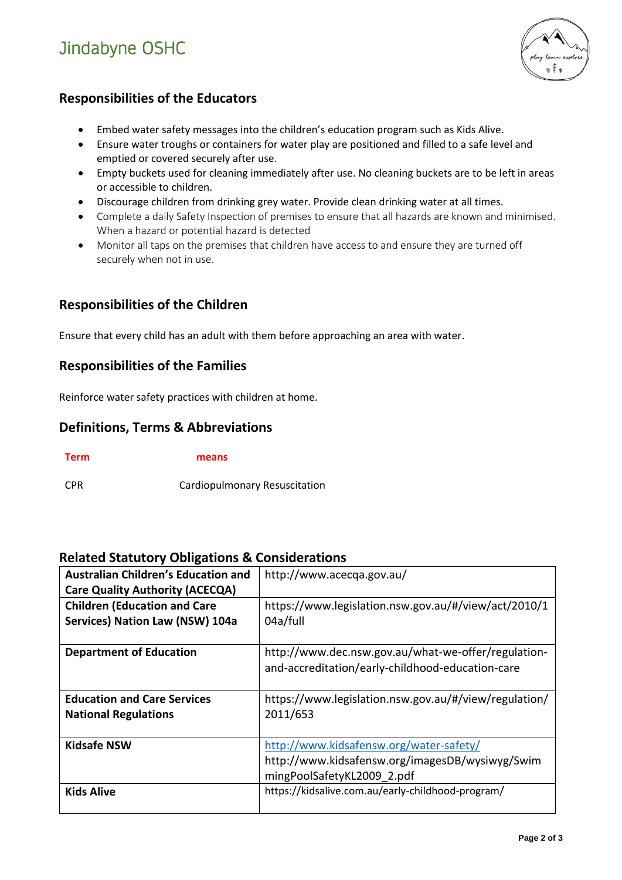## Responsibilities of the Educators

- Embed water safety messages into the children's education program such as Kids Alive.
- Ensure water troughs or containers for water play are positioned and filled to a safe level and emptied or covered securely after use.
- Empty buckets used for cleaning immediately after use. No cleaning buckets are to be left in areas or accessible to children.
- Discourage children from drinking grey water. Provide clean drinking water at all times.
- Complete a daily Safety Inspection of premises to ensure that all hazards are known and minimised. When a hazard or potential hazard is detected
- Monitor all taps on the premises that children have access to and ensure they are turned off securely when not in use.

## Responsibilities of the Children

Ensure that every child has an adult with them before approaching an area with water.

## Responsibilities of the Families

Reinforce water safety practices with children at home.

## Definitions, Terms & Abbreviations

| Term | means |
|---|---|
| CPR | Cardiopulmonary Resuscitation |

## Related Statutory Obligations & Considerations

| | |
|---|---|
| **Australian Children's Education and Care Quality Authority (ACECQA)** | http://www.acecqa.gov.au/ |
| **Children (Education and Care Services) Nation Law (NSW) 104a** | https://www.legislation.nsw.gov.au/#/view/act/2010/104a/full |
| **Department of Education** | http://www.dec.nsw.gov.au/what-we-offer/regulation-and-accreditation/early-childhood-education-care |
| **Education and Care Services National Regulations** | https://www.legislation.nsw.gov.au/#/view/regulation/2011/653 |
| **Kidsafe NSW** | http://www.kidsafensw.org/water-safety/ http://www.kidsafensw.org/imagesDB/wysiwyg/SwimmingPoolSafetyKL2009_2.pdf |
| **Kids Alive** | https://kidsalive.com.au/early-childhood-program/ |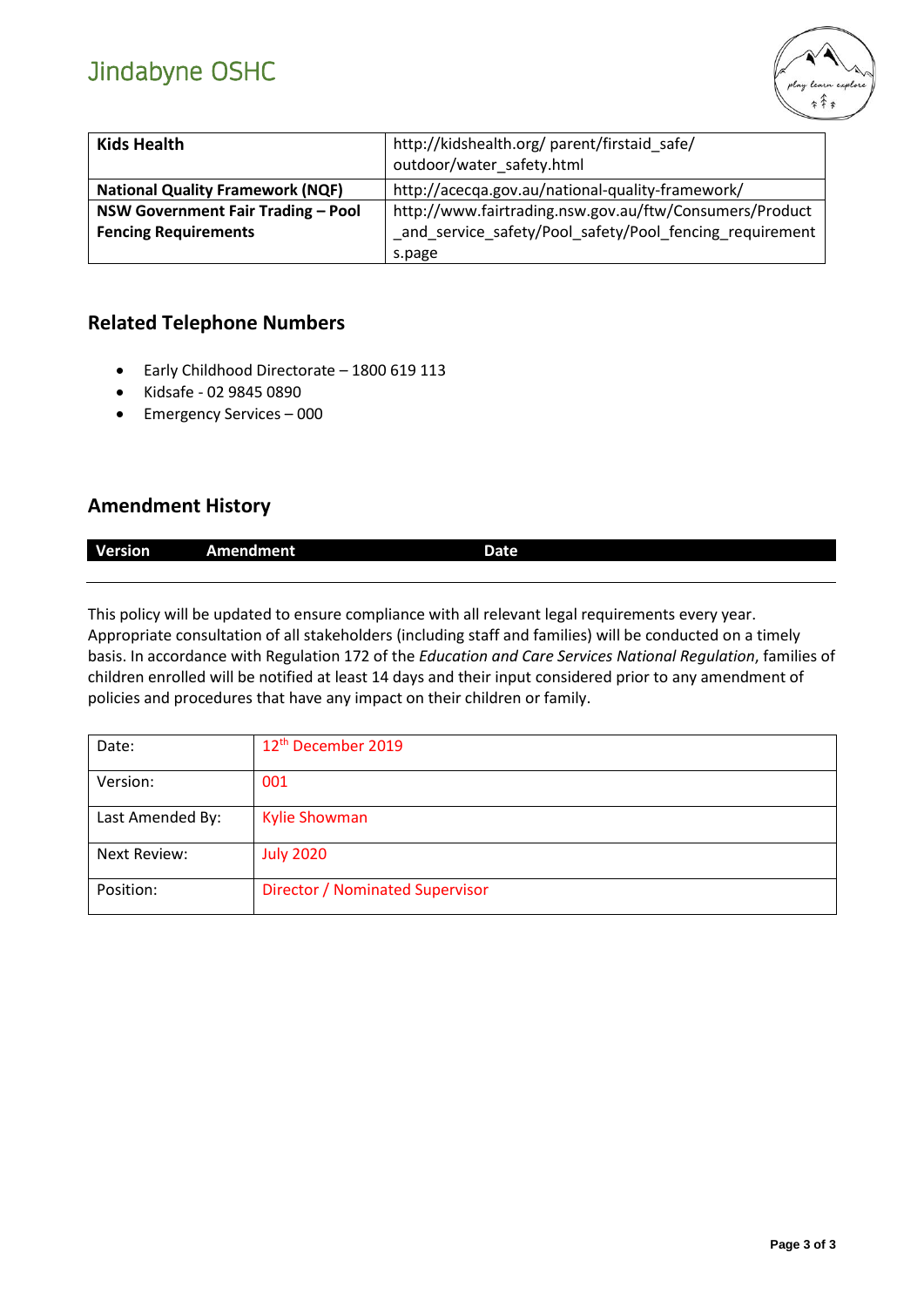| | |
|---|---|
| **Kids Health** | http://kidshealth.org/ parent/firstaid_safe/ outdoor/water_safety.html |
| **National Quality Framework (NQF)** | http://acecqa.gov.au/national-quality-framework/ |
| **NSW Government Fair Trading – Pool Fencing Requirements** | http://www.fairtrading.nsw.gov.au/ftw/Consumers/Product_and_service_safety/Pool_safety/Pool_fencing_requirements.page |

## Related Telephone Numbers

- Early Childhood Directorate – 1800 619 113
- Kidsafe - 02 9845 0890
- Emergency Services – 000

## Amendment History

| Version | Amendment | Date |
|---|---|---|
| | | |

This policy will be updated to ensure compliance with all relevant legal requirements every year. Appropriate consultation of all stakeholders (including staff and families) will be conducted on a timely basis. In accordance with Regulation 172 of the *Education and Care Services National Regulation*, families of children enrolled will be notified at least 14 days and their input considered prior to any amendment of policies and procedures that have any impact on their children or family.

| | |
|---|---|
| Date: | 12th December 2019 |
| Version: | 001 |
| Last Amended By: | Kylie Showman |
| Next Review: | July 2020 |
| Position: | Director / Nominated Supervisor |